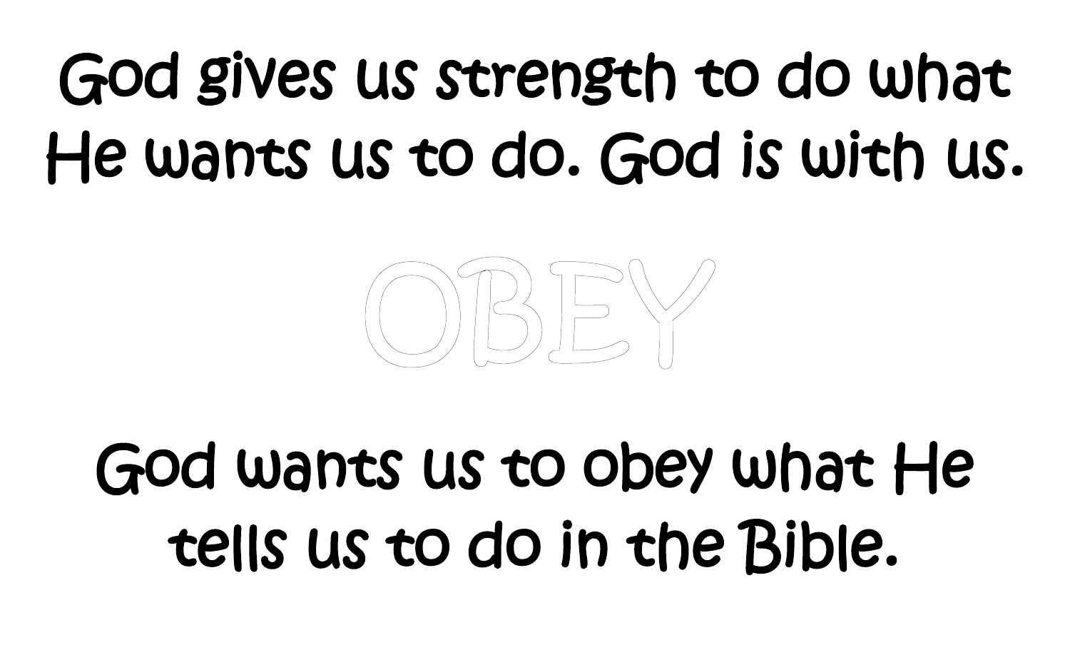God gives us strength to do what He wants us to do. God is with us.

OBEY

God wants us to obey what He tells us to do in the Bible.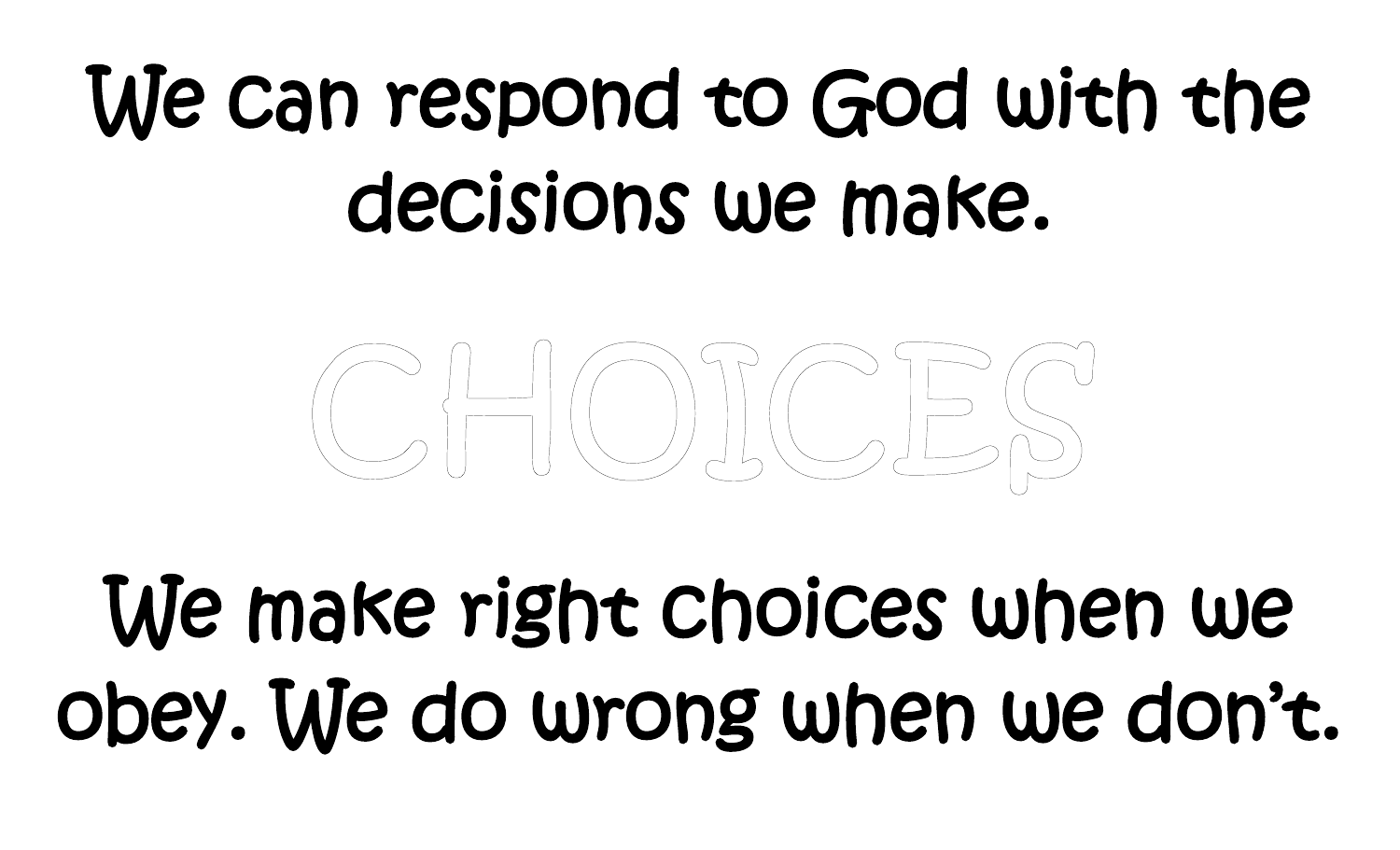We can respond to God with the decisions we make.

# CHOICES

We make right choices when we obey. We do wrong when we don't.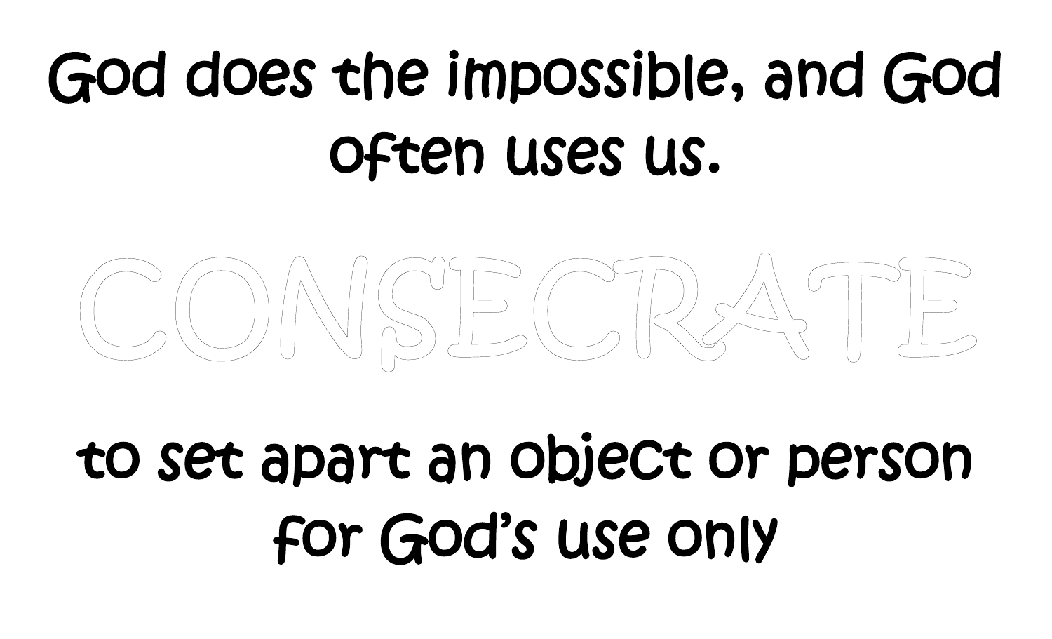God does the impossible, and God often uses us.

# CONSECRATE

to set apart an object or person for God's use only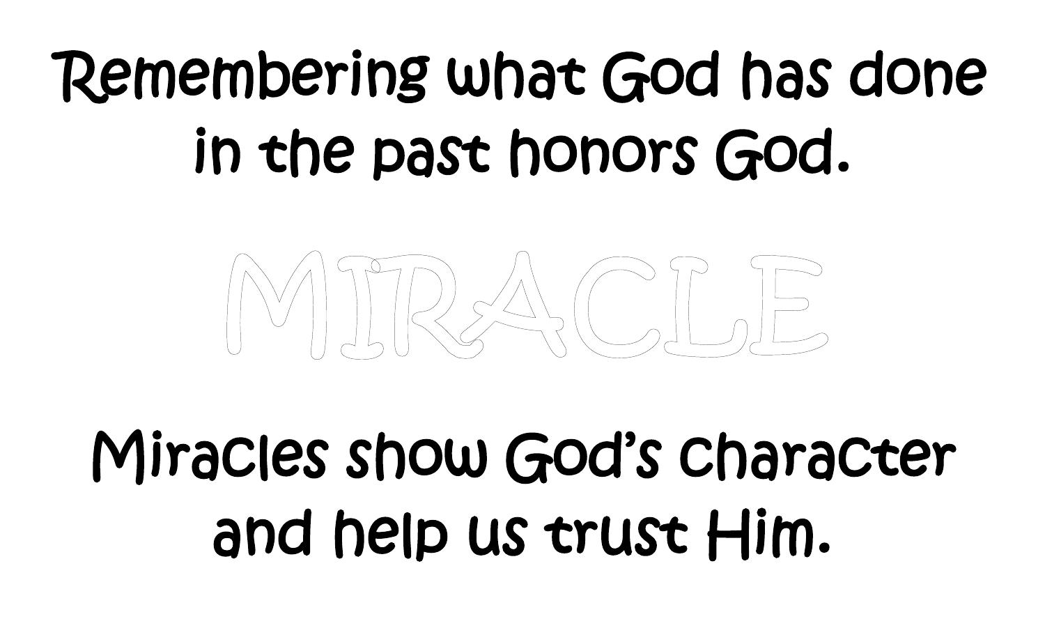Remembering what God has done in the past honors God.

MIRACLE

Miracles show God's character and help us trust Him.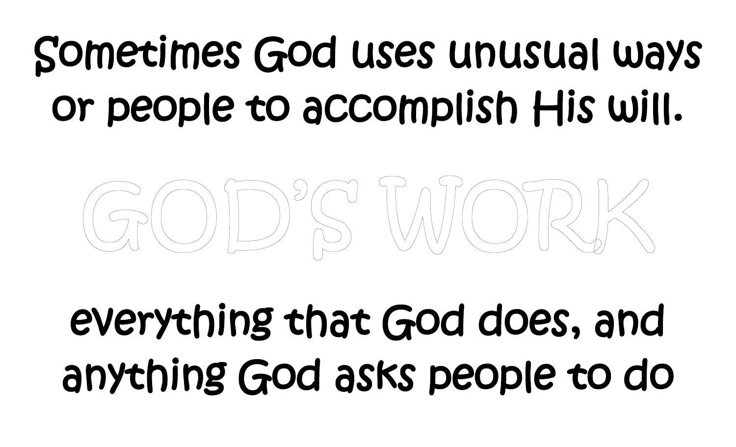Sometimes God uses unusual ways or people to accomplish His will.

# GOD'S WORK

everything that God does, and anything God asks people to do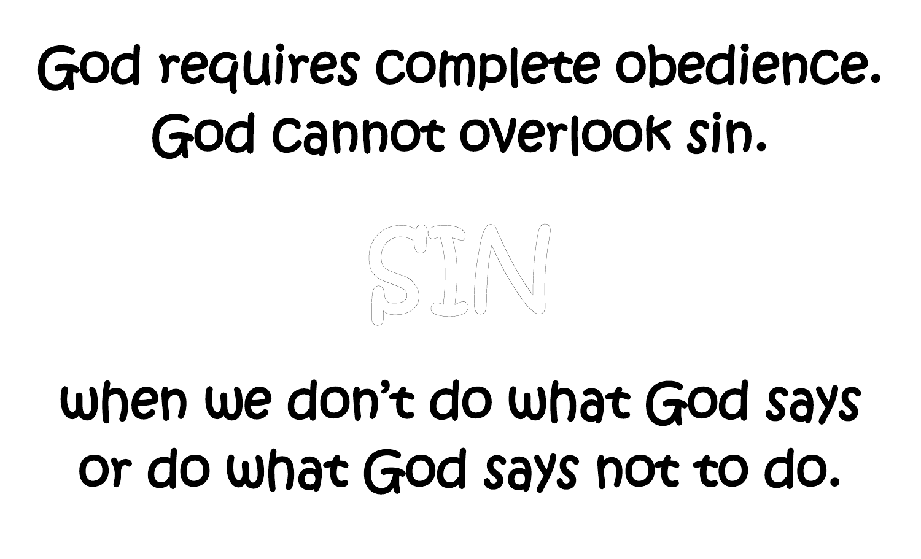God requires complete obedience.
God cannot overlook sin.

SIN

when we don't do what God says
or do what God says not to do.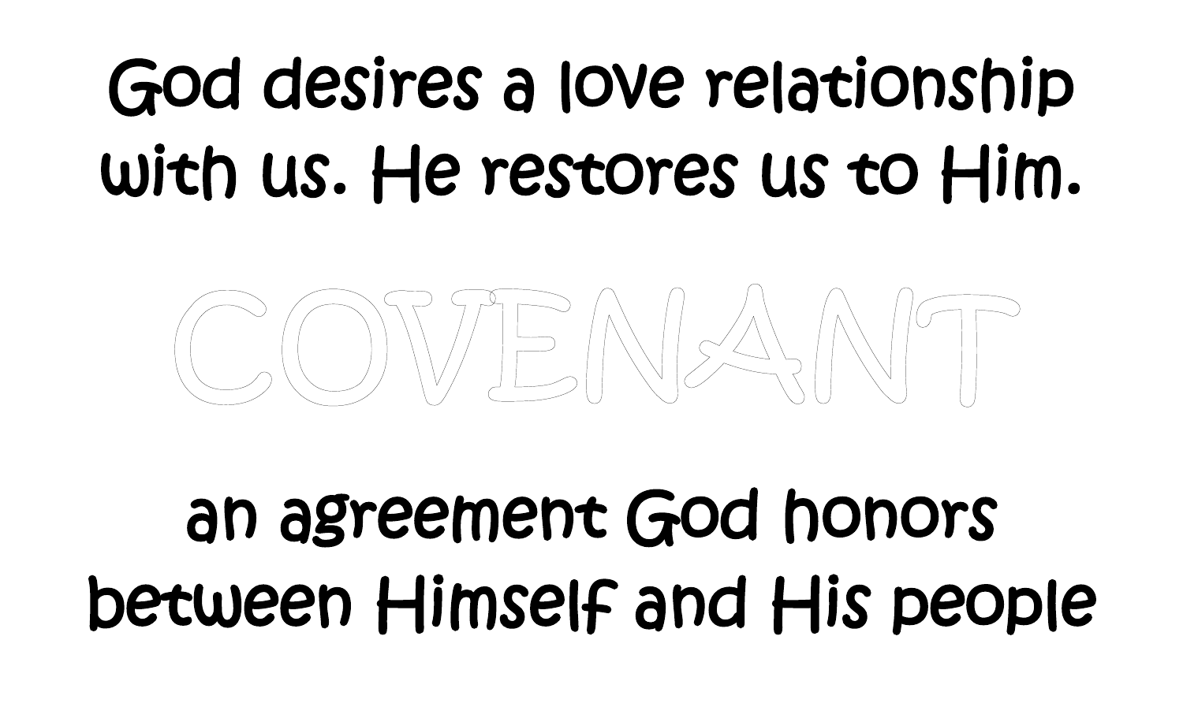God desires a love relationship with us. He restores us to Him.

# COVENANT

an agreement God honors between Himself and His people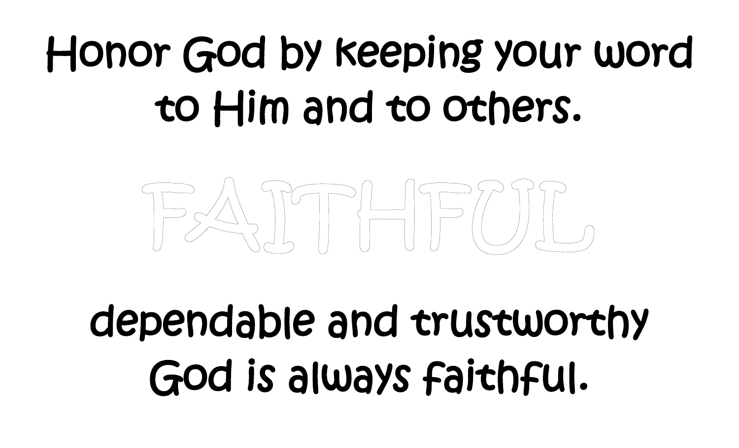Honor God by keeping your word to Him and to others.

# FAITHFUL

dependable and trustworthy
God is always faithful.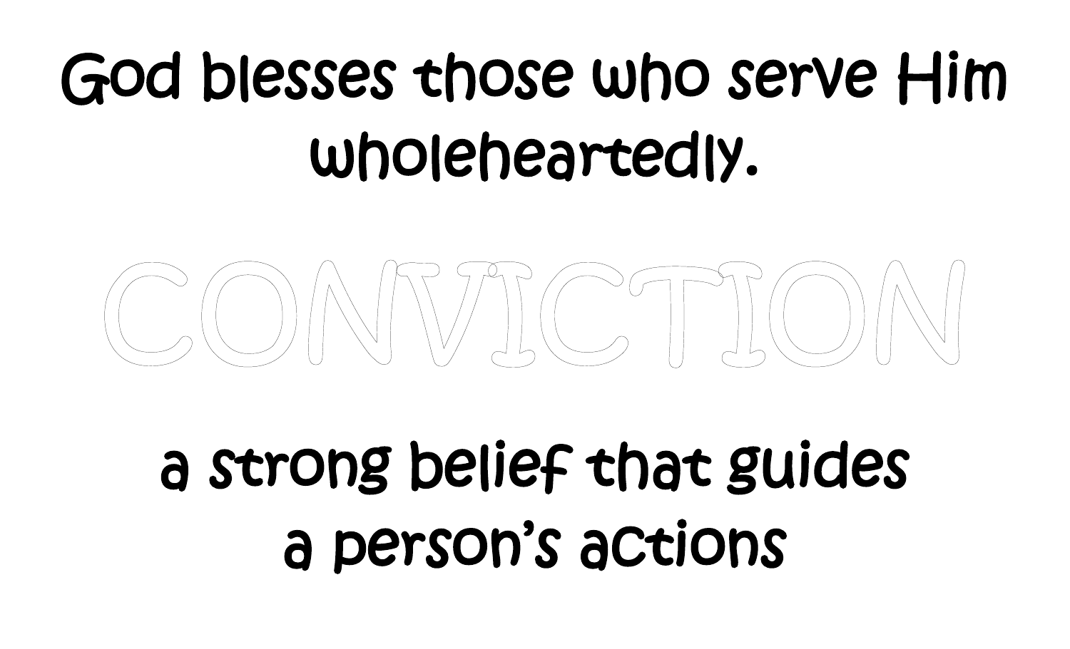God blesses those who serve Him wholeheartedly.

# CONVICTION

a strong belief that guides a person's actions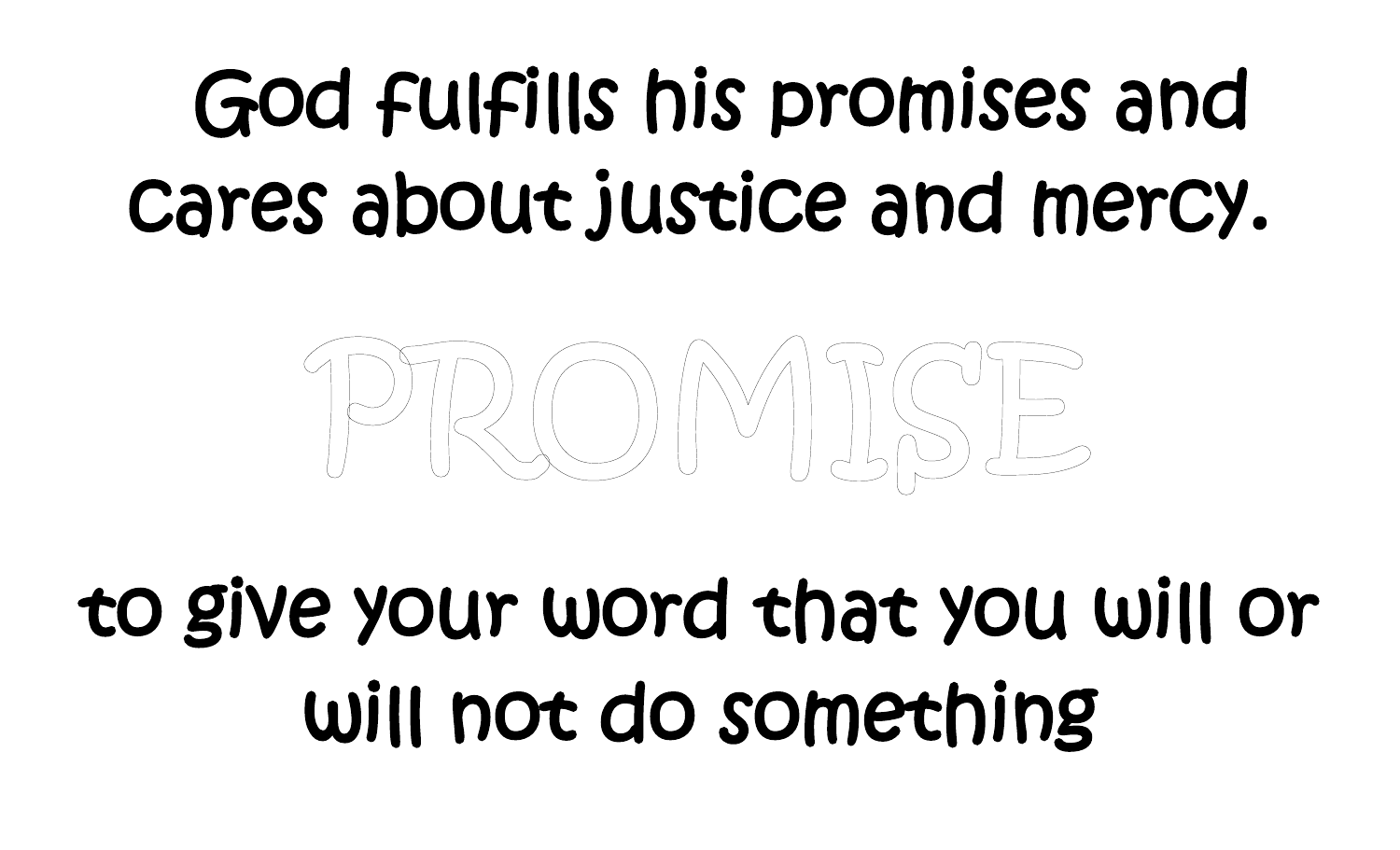God fulfills his promises and cares about justice and mercy.

# PROMISE

to give your word that you will or will not do something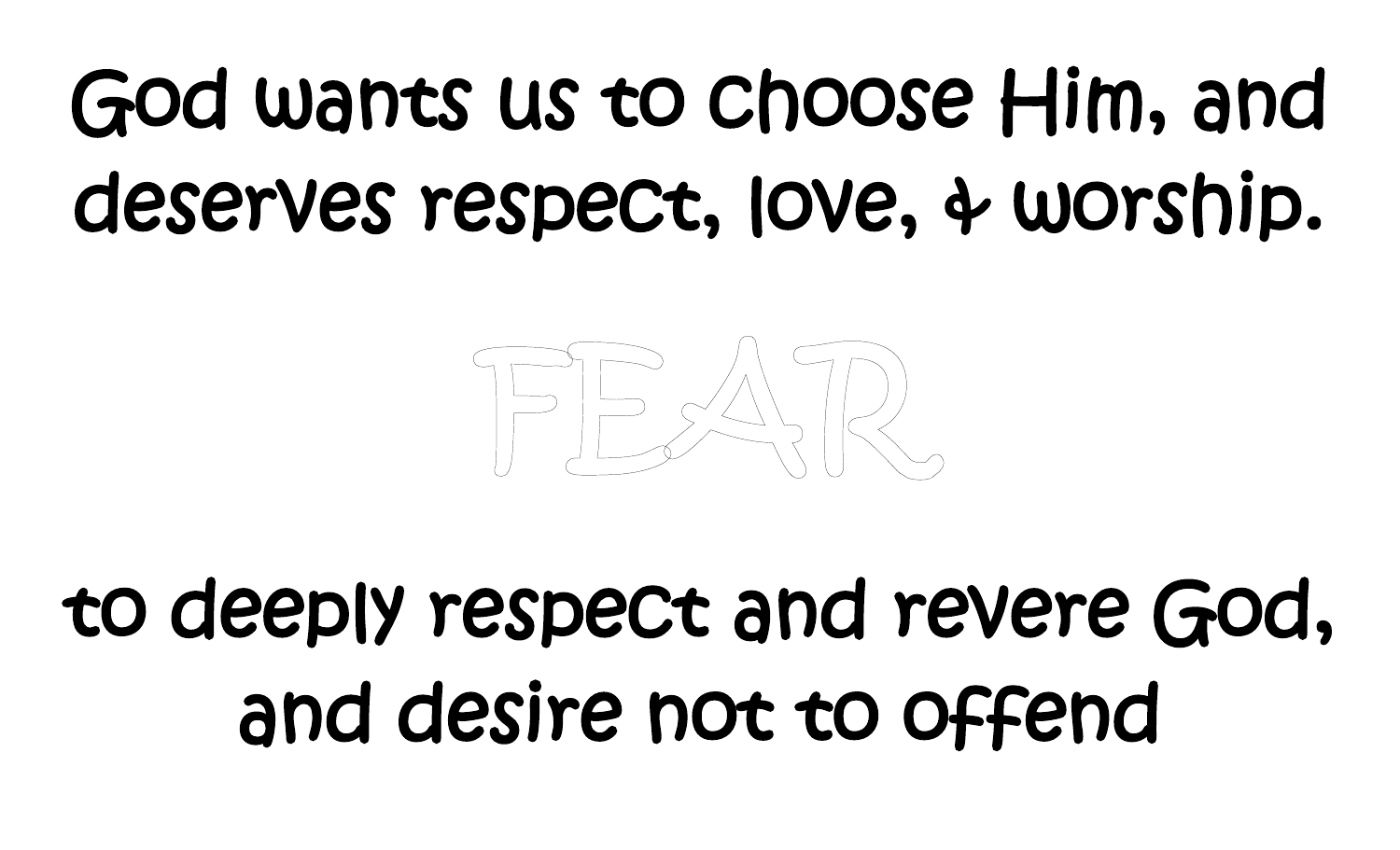God wants us to choose Him, and deserves respect, love, & worship.

# FEAR

to deeply respect and revere God, and desire not to offend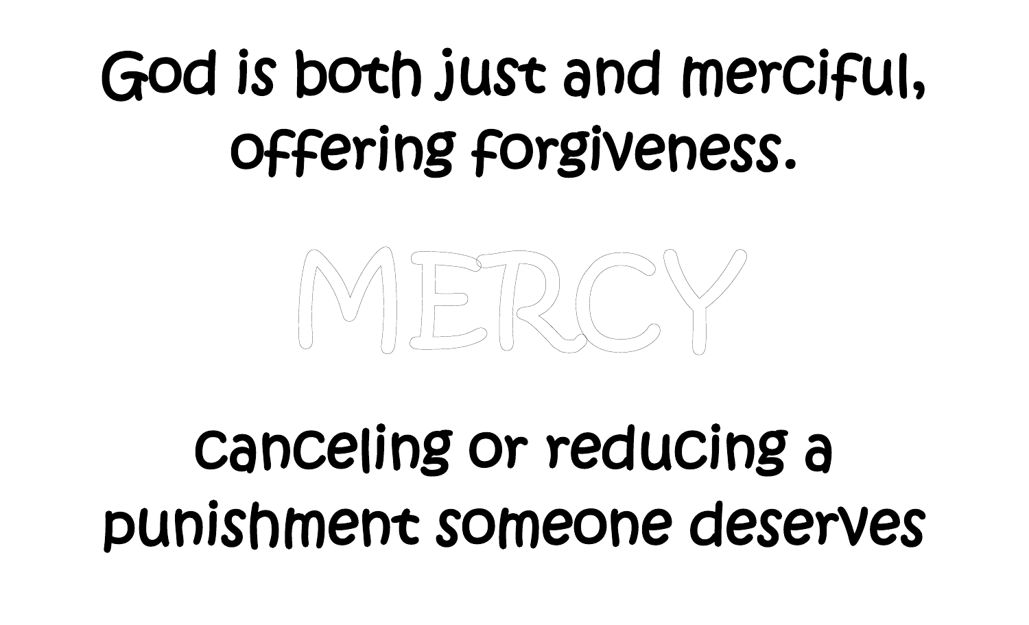God is both just and merciful, offering forgiveness.

# MERCY

canceling or reducing a punishment someone deserves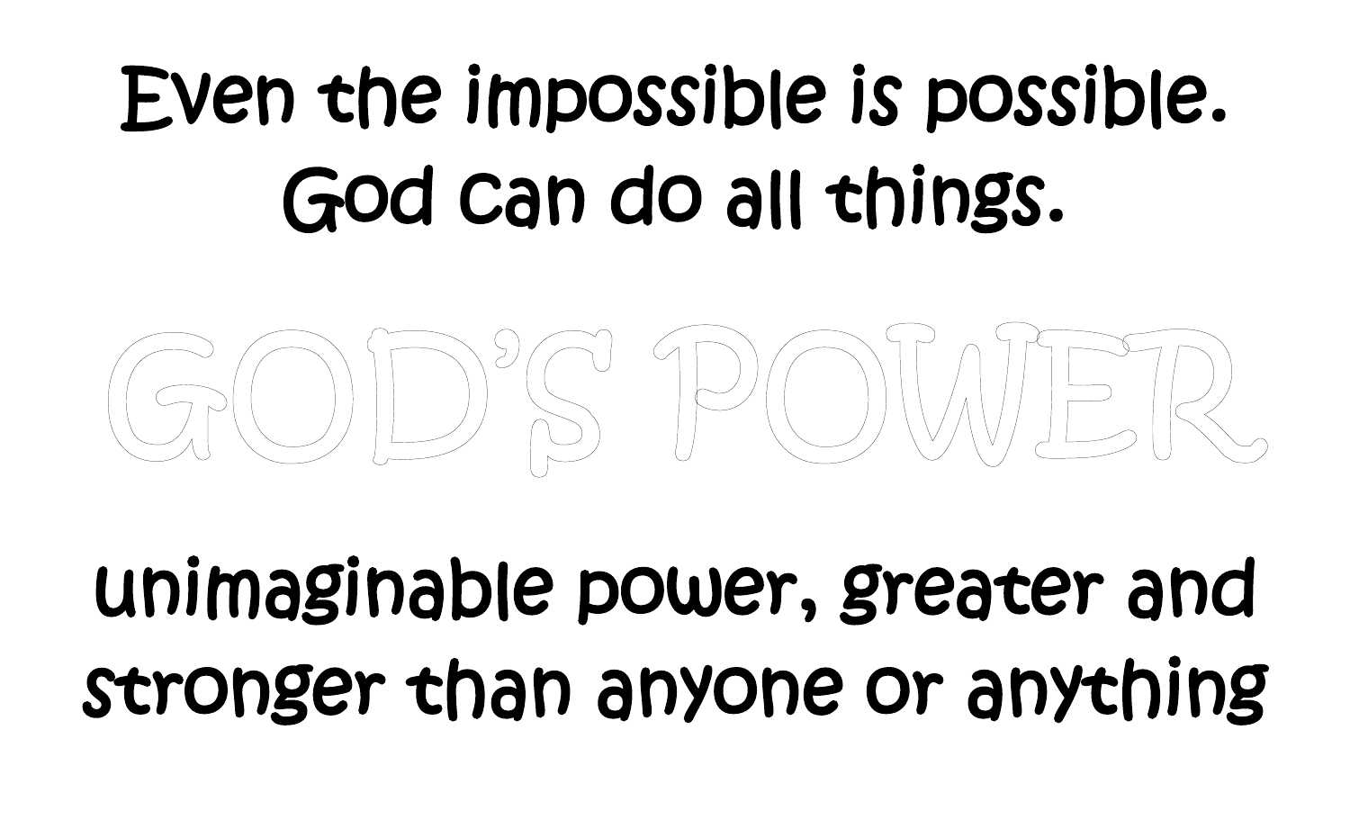Even the impossible is possible.
God can do all things.

# GOD'S POWER

unimaginable power, greater and stronger than anyone or anything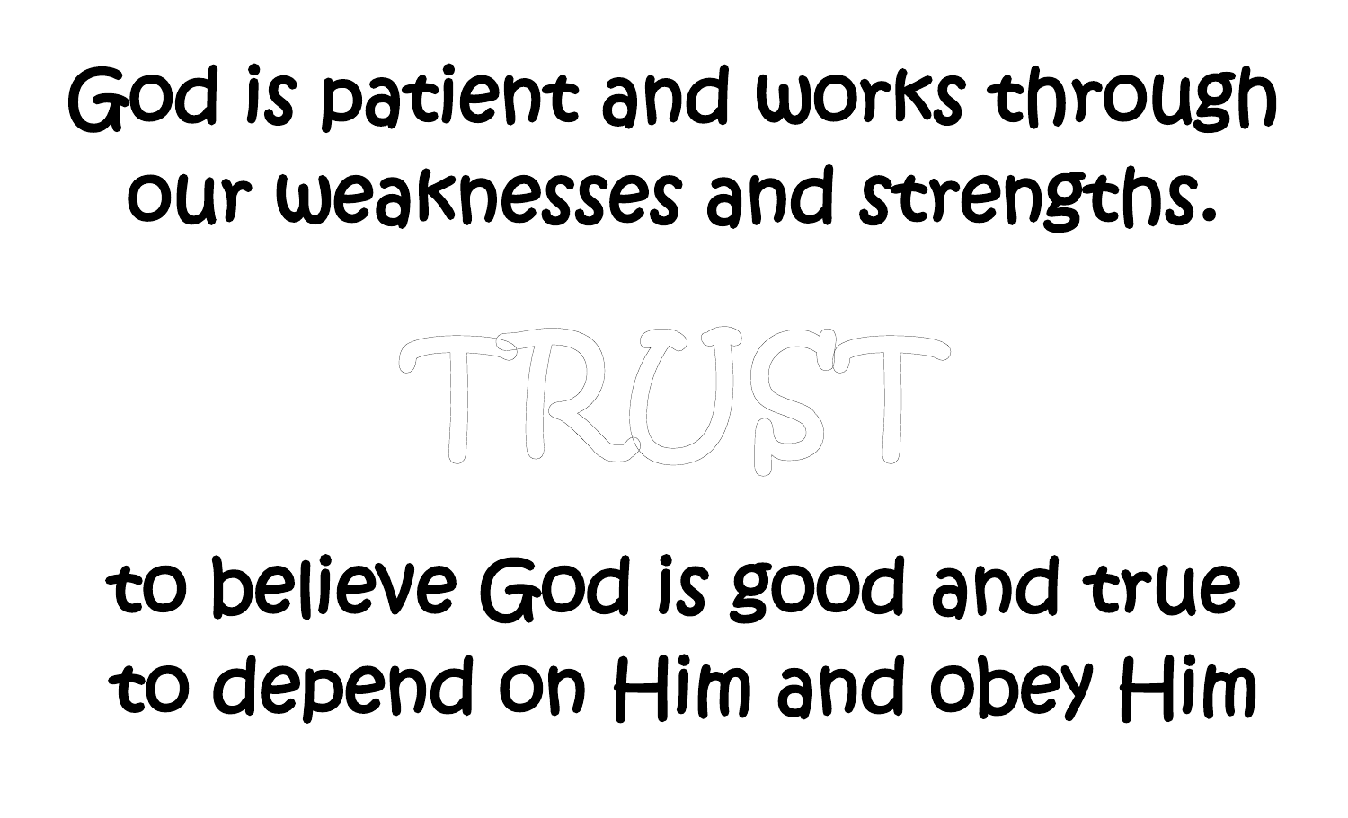God is patient and works through our weaknesses and strengths.

TRUST

to believe God is good and true
to depend on Him and obey Him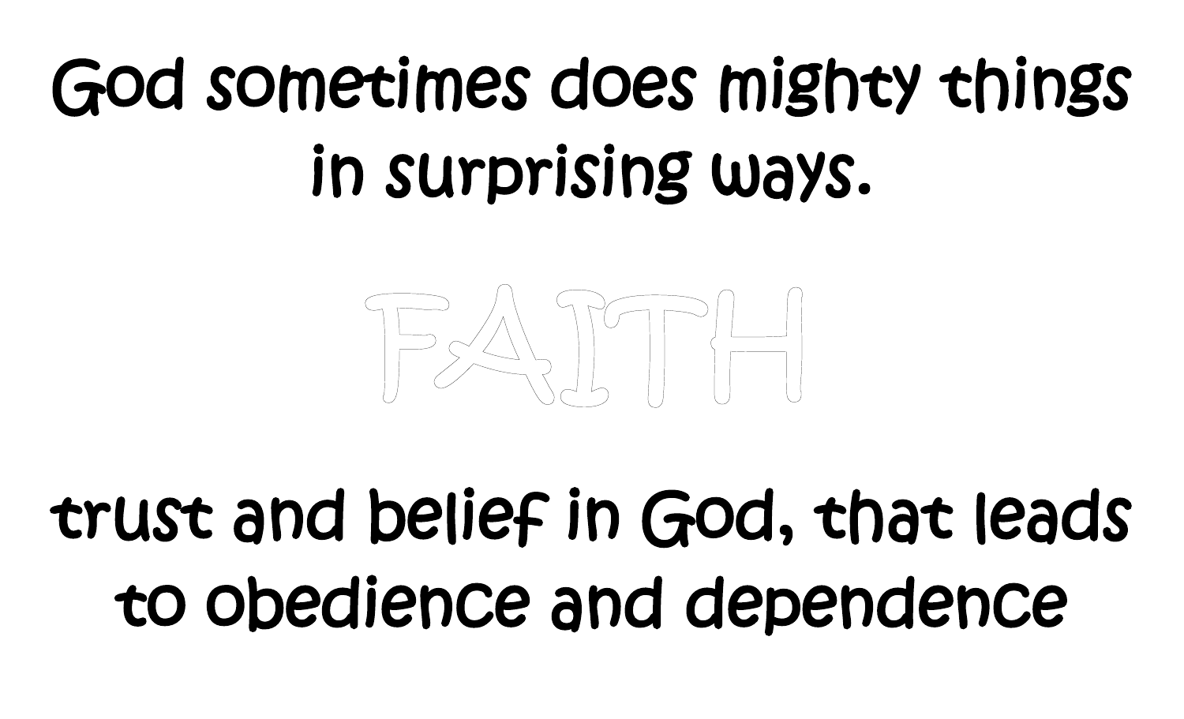God sometimes does mighty things in surprising ways.

FAITH

trust and belief in God, that leads to obedience and dependence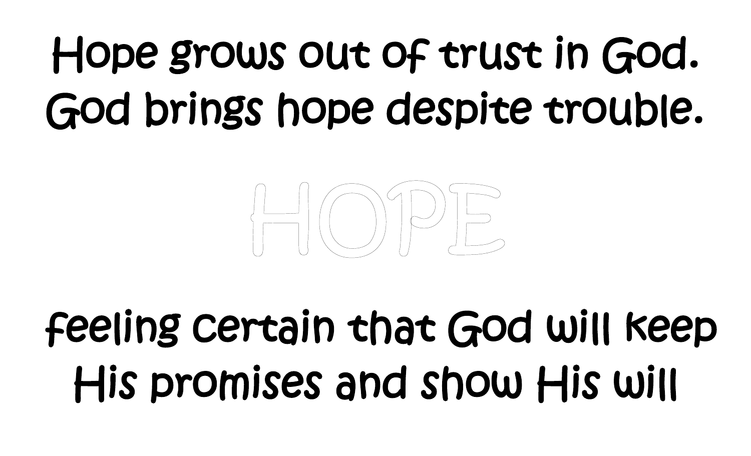Hope grows out of trust in God.
God brings hope despite trouble.

# HOPE

feeling certain that God will keep His promises and show His will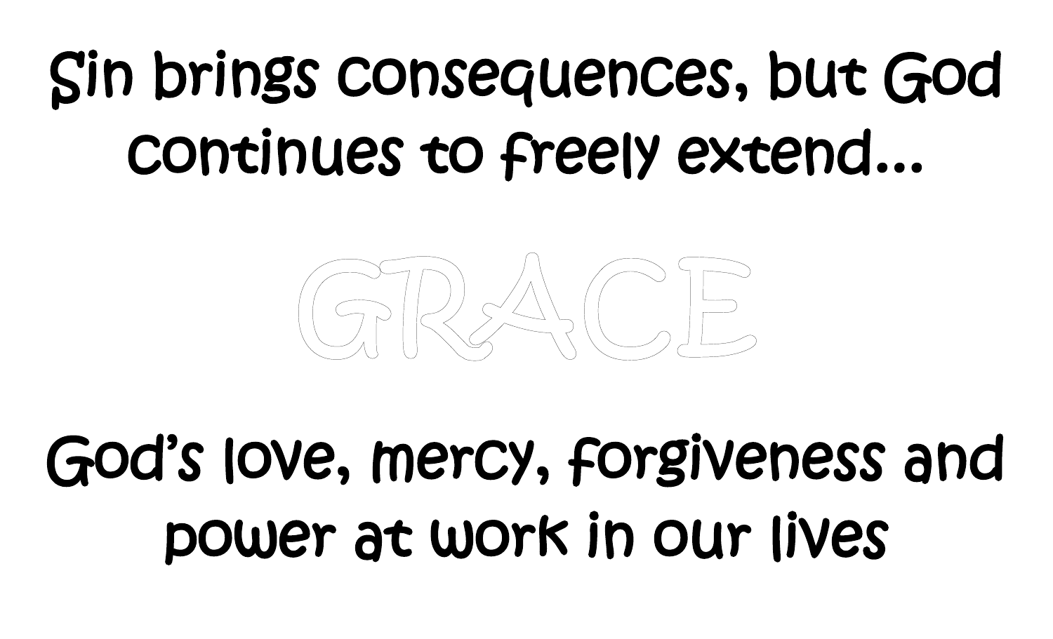Sin brings consequences, but God continues to freely extend...

GRACE

God's love, mercy, forgiveness and power at work in our lives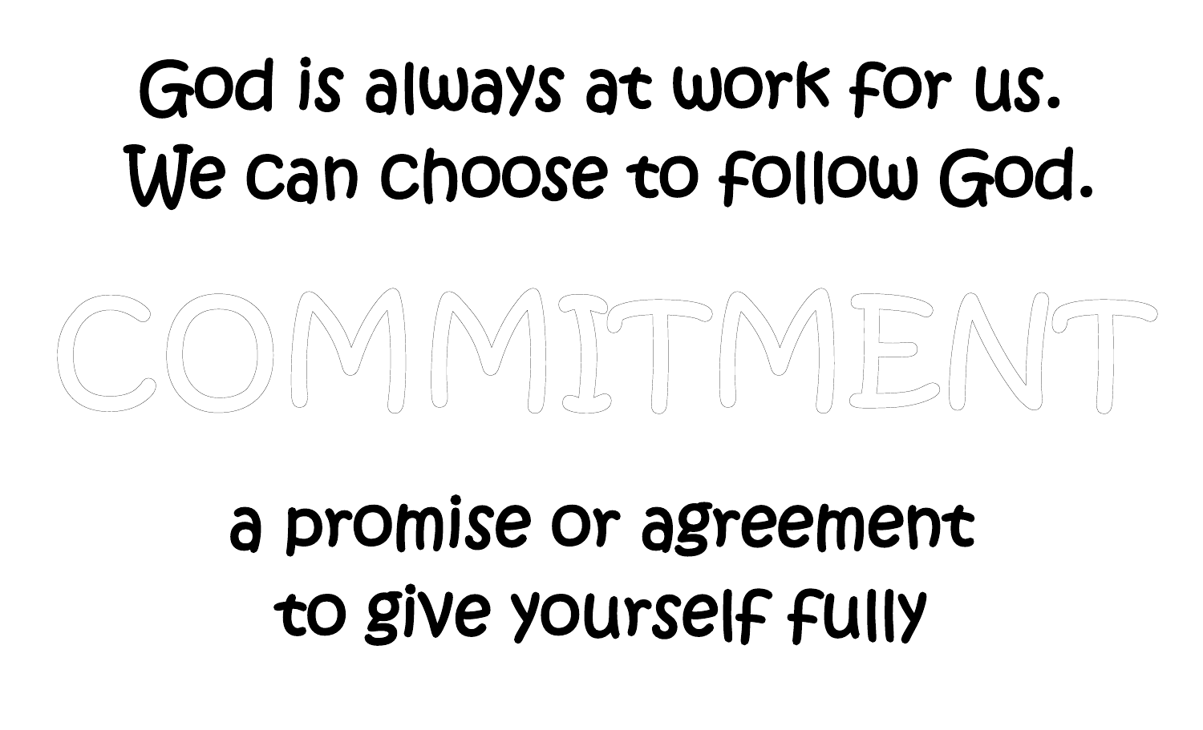God is always at work for us.
We can choose to follow God.

# COMMITMENT

a promise or agreement
to give yourself fully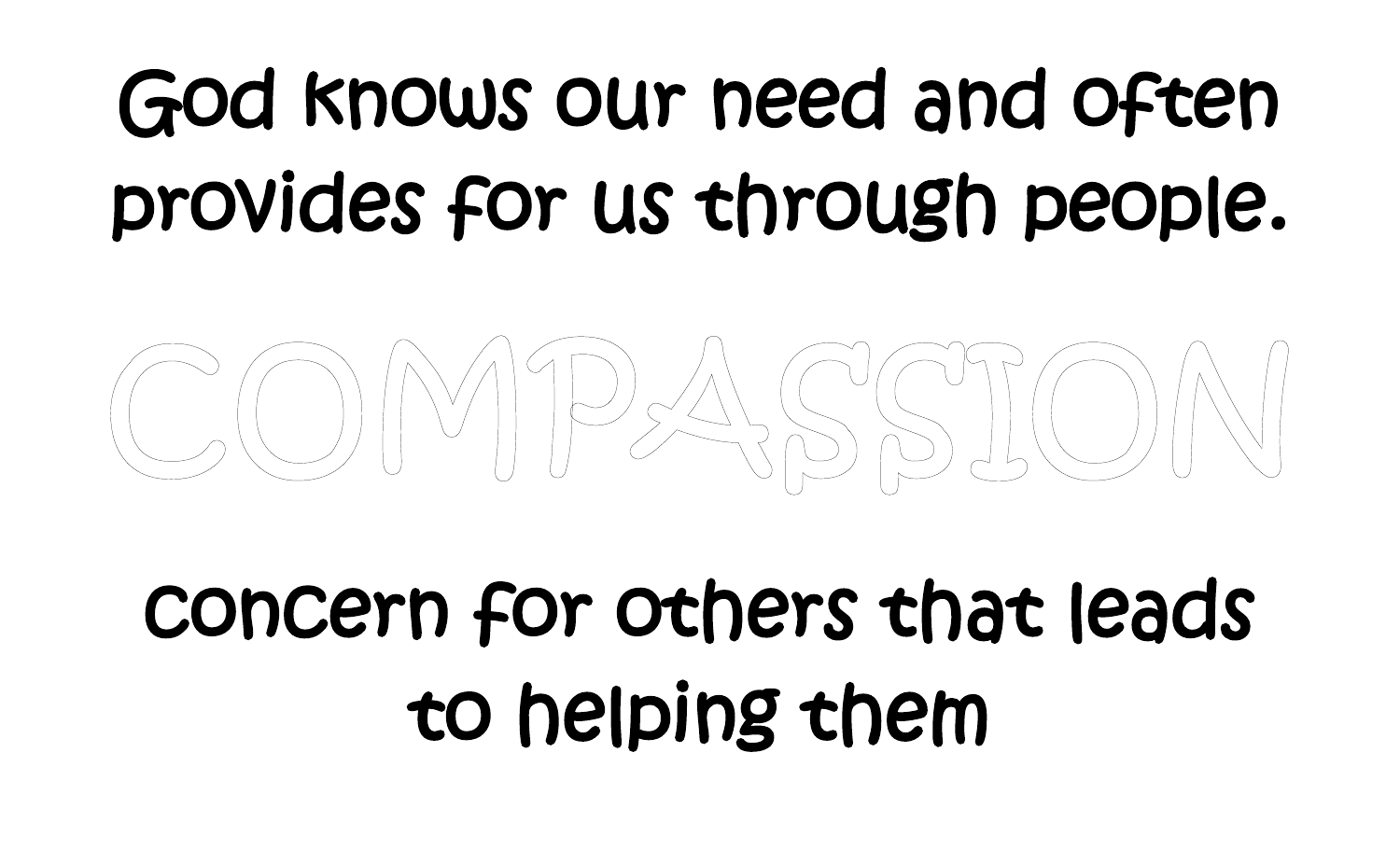God knows our need and often provides for us through people.

# COMPASSION

concern for others that leads to helping them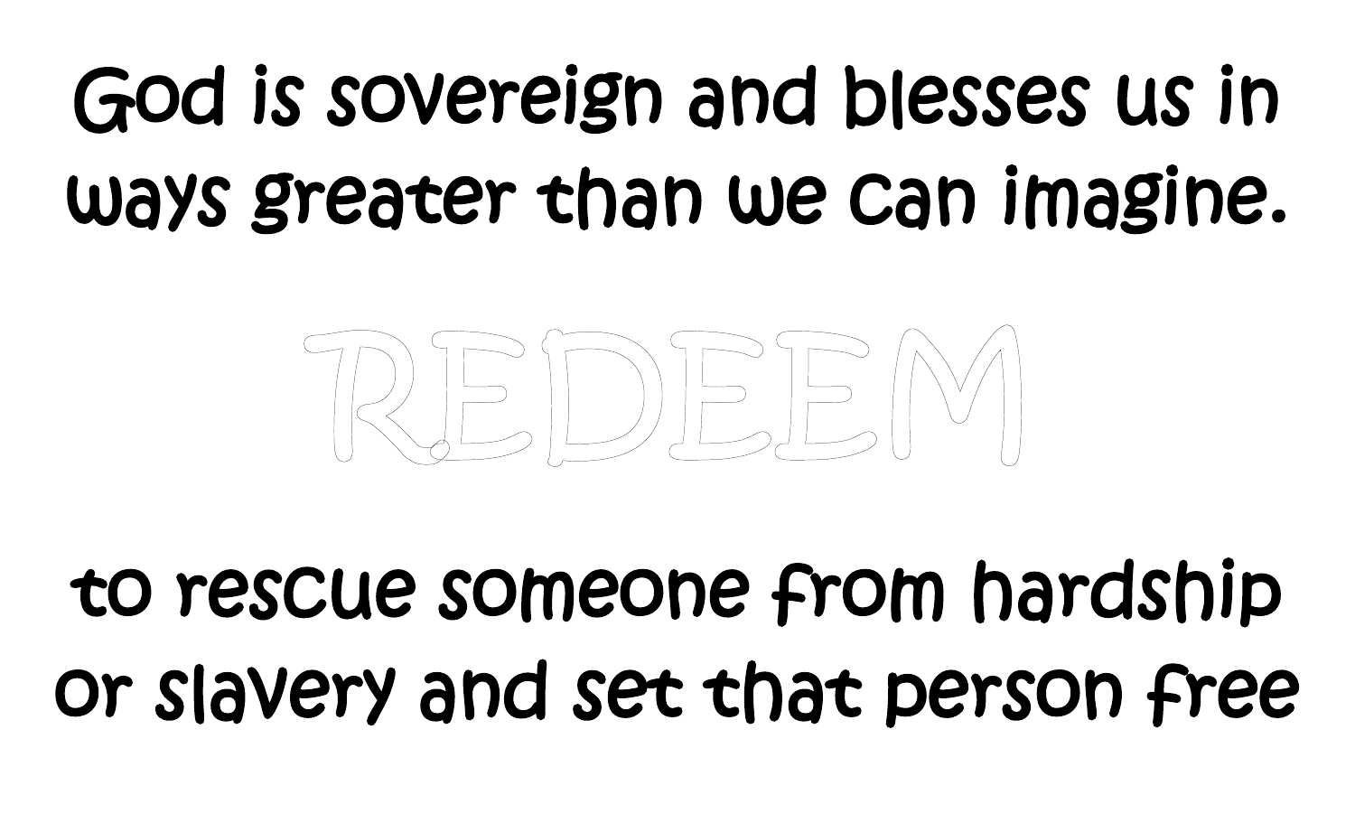God is sovereign and blesses us in ways greater than we can imagine.

REDEEM

to rescue someone from hardship or slavery and set that person free